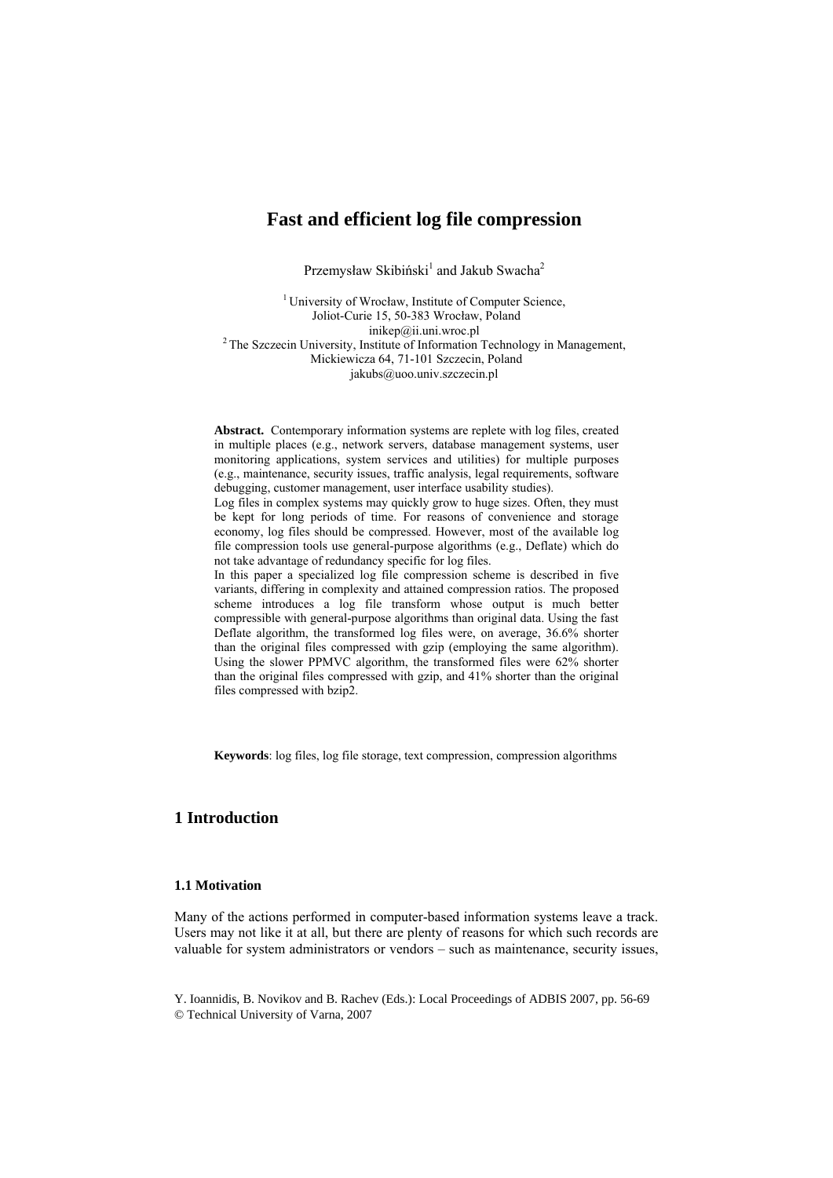# Fast and efficient log file compression

Przemysław Skibiński[1] and Jakub Swacha[2]

[1] University of Wrocław, Institute of Computer Science,
Joliot-Curie 15, 50-383 Wrocław, Poland
inikep@ii.uni.wroc.pl

[2] The Szczecin University, Institute of Information Technology in Management,
Mickiewicza 64, 71-101 Szczecin, Poland
jakubs@uoo.univ.szczecin.pl

**Abstract.** Contemporary information systems are replete with log files, created in multiple places (e.g., network servers, database management systems, user monitoring applications, system services and utilities) for multiple purposes (e.g., maintenance, security issues, traffic analysis, legal requirements, software debugging, customer management, user interface usability studies).
Log files in complex systems may quickly grow to huge sizes. Often, they must be kept for long periods of time. For reasons of convenience and storage economy, log files should be compressed. However, most of the available log file compression tools use general-purpose algorithms (e.g., Deflate) which do not take advantage of redundancy specific for log files.
In this paper a specialized log file compression scheme is described in five variants, differing in complexity and attained compression ratios. The proposed scheme introduces a log file transform whose output is much better compressible with general-purpose algorithms than original data. Using the fast Deflate algorithm, the transformed log files were, on average, 36.6% shorter than the original files compressed with gzip (employing the same algorithm). Using the slower PPMVC algorithm, the transformed files were 62% shorter than the original files compressed with gzip, and 41% shorter than the original files compressed with bzip2.

**Keywords**: log files, log file storage, text compression, compression algorithms

## 1 Introduction

### 1.1 Motivation

Many of the actions performed in computer-based information systems leave a track. Users may not like it at all, but there are plenty of reasons for which such records are valuable for system administrators or vendors – such as maintenance, security issues,

Y. Ioannidis, B. Novikov and B. Rachev (Eds.): Local Proceedings of ADBIS 2007, pp. 56-69
© Technical University of Varna, 2007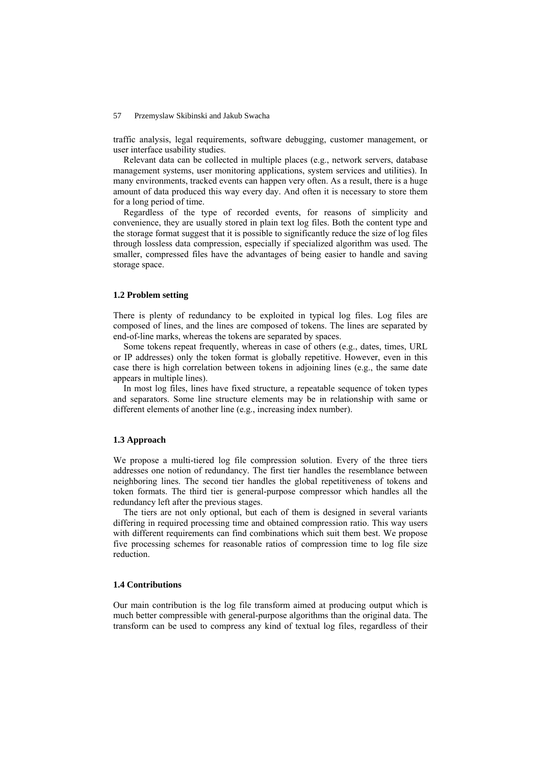traffic analysis, legal requirements, software debugging, customer management, or user interface usability studies.

Relevant data can be collected in multiple places (e.g., network servers, database management systems, user monitoring applications, system services and utilities). In many environments, tracked events can happen very often. As a result, there is a huge amount of data produced this way every day. And often it is necessary to store them for a long period of time.

Regardless of the type of recorded events, for reasons of simplicity and convenience, they are usually stored in plain text log files. Both the content type and the storage format suggest that it is possible to significantly reduce the size of log files through lossless data compression, especially if specialized algorithm was used. The smaller, compressed files have the advantages of being easier to handle and saving storage space.

### 1.2 Problem setting

There is plenty of redundancy to be exploited in typical log files. Log files are composed of lines, and the lines are composed of tokens. The lines are separated by end-of-line marks, whereas the tokens are separated by spaces.

Some tokens repeat frequently, whereas in case of others (e.g., dates, times, URL or IP addresses) only the token format is globally repetitive. However, even in this case there is high correlation between tokens in adjoining lines (e.g., the same date appears in multiple lines).

In most log files, lines have fixed structure, a repeatable sequence of token types and separators. Some line structure elements may be in relationship with same or different elements of another line (e.g., increasing index number).

### 1.3 Approach

We propose a multi-tiered log file compression solution. Every of the three tiers addresses one notion of redundancy. The first tier handles the resemblance between neighboring lines. The second tier handles the global repetitiveness of tokens and token formats. The third tier is general-purpose compressor which handles all the redundancy left after the previous stages.

The tiers are not only optional, but each of them is designed in several variants differing in required processing time and obtained compression ratio. This way users with different requirements can find combinations which suit them best. We propose five processing schemes for reasonable ratios of compression time to log file size reduction.

### 1.4 Contributions

Our main contribution is the log file transform aimed at producing output which is much better compressible with general-purpose algorithms than the original data. The transform can be used to compress any kind of textual log files, regardless of their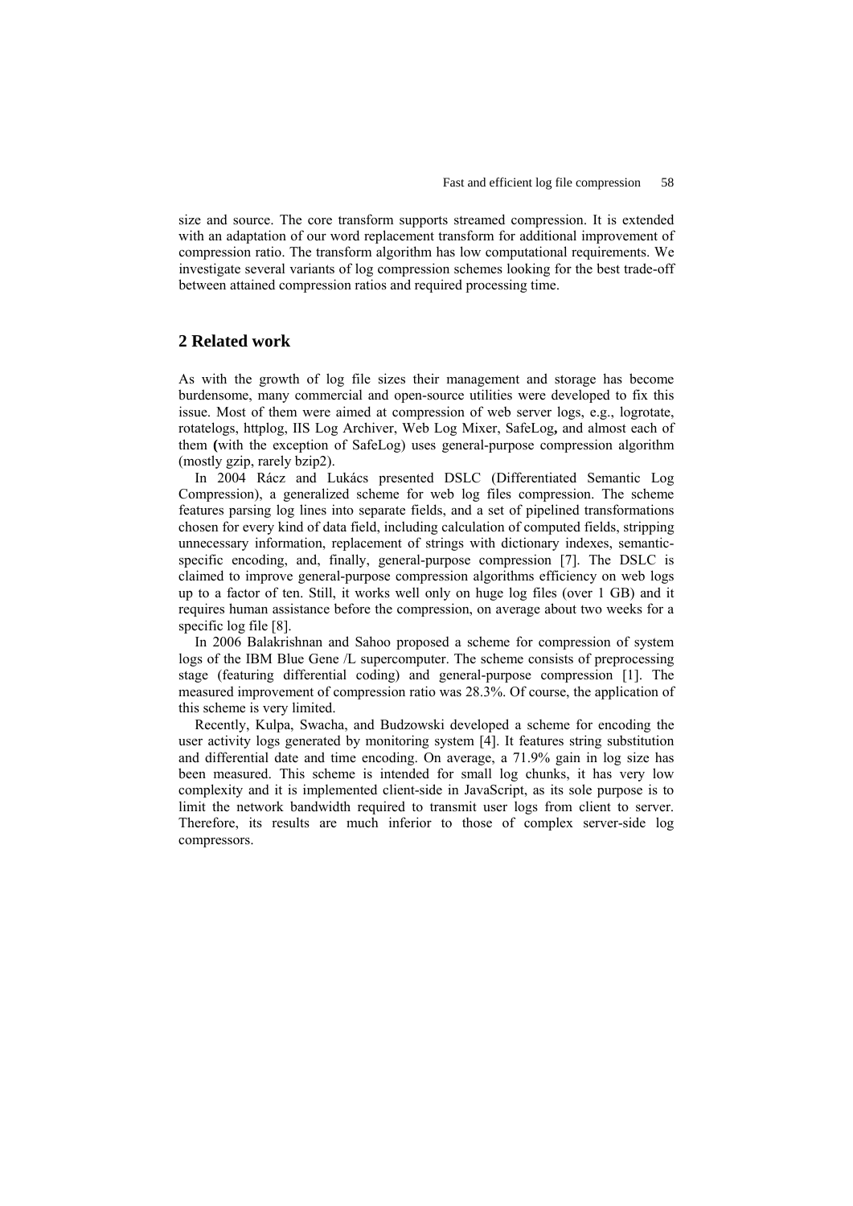size and source. The core transform supports streamed compression. It is extended with an adaptation of our word replacement transform for additional improvement of compression ratio. The transform algorithm has low computational requirements. We investigate several variants of log compression schemes looking for the best trade-off between attained compression ratios and required processing time.

## 2 Related work

As with the growth of log file sizes their management and storage has become burdensome, many commercial and open-source utilities were developed to fix this issue. Most of them were aimed at compression of web server logs, e.g., logrotate, rotatelogs, httplog, IIS Log Archiver, Web Log Mixer, SafeLog, and almost each of them (with the exception of SafeLog) uses general-purpose compression algorithm (mostly gzip, rarely bzip2).

In 2004 Rácz and Lukács presented DSLC (Differentiated Semantic Log Compression), a generalized scheme for web log files compression. The scheme features parsing log lines into separate fields, and a set of pipelined transformations chosen for every kind of data field, including calculation of computed fields, stripping unnecessary information, replacement of strings with dictionary indexes, semantic-specific encoding, and, finally, general-purpose compression [7]. The DSLC is claimed to improve general-purpose compression algorithms efficiency on web logs up to a factor of ten. Still, it works well only on huge log files (over 1 GB) and it requires human assistance before the compression, on average about two weeks for a specific log file [8].

In 2006 Balakrishnan and Sahoo proposed a scheme for compression of system logs of the IBM Blue Gene /L supercomputer. The scheme consists of preprocessing stage (featuring differential coding) and general-purpose compression [1]. The measured improvement of compression ratio was 28.3%. Of course, the application of this scheme is very limited.

Recently, Kulpa, Swacha, and Budzowski developed a scheme for encoding the user activity logs generated by monitoring system [4]. It features string substitution and differential date and time encoding. On average, a 71.9% gain in log size has been measured. This scheme is intended for small log chunks, it has very low complexity and it is implemented client-side in JavaScript, as its sole purpose is to limit the network bandwidth required to transmit user logs from client to server. Therefore, its results are much inferior to those of complex server-side log compressors.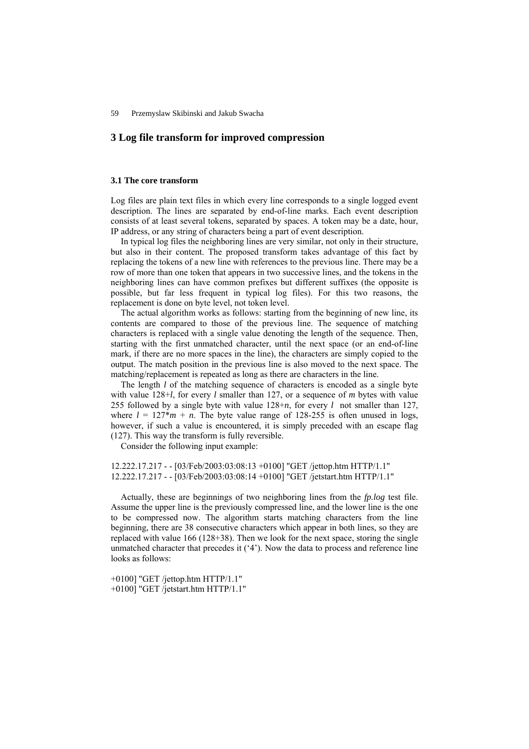## 3 Log file transform for improved compression

### 3.1 The core transform

Log files are plain text files in which every line corresponds to a single logged event description. The lines are separated by end-of-line marks. Each event description consists of at least several tokens, separated by spaces. A token may be a date, hour, IP address, or any string of characters being a part of event description.

In typical log files the neighboring lines are very similar, not only in their structure, but also in their content. The proposed transform takes advantage of this fact by replacing the tokens of a new line with references to the previous line. There may be a row of more than one token that appears in two successive lines, and the tokens in the neighboring lines can have common prefixes but different suffixes (the opposite is possible, but far less frequent in typical log files). For this two reasons, the replacement is done on byte level, not token level.

The actual algorithm works as follows: starting from the beginning of new line, its contents are compared to those of the previous line. The sequence of matching characters is replaced with a single value denoting the length of the sequence. Then, starting with the first unmatched character, until the next space (or an end-of-line mark, if there are no more spaces in the line), the characters are simply copied to the output. The match position in the previous line is also moved to the next space. The matching/replacement is repeated as long as there are characters in the line.

The length $l$ of the matching sequence of characters is encoded as a single byte with value $128+l$, for every $l$ smaller than 127, or a sequence of $m$ bytes with value 255 followed by a single byte with value $128+n$, for every $l$ not smaller than 127, where $l = 127*m + n$. The byte value range of 128-255 is often unused in logs, however, if such a value is encountered, it is simply preceded with an escape flag (127). This way the transform is fully reversible.

Consider the following input example:

12.222.17.217 - - [03/Feb/2003:03:08:13 +0100] "GET /jettop.htm HTTP/1.1"
12.222.17.217 - - [03/Feb/2003:03:08:14 +0100] "GET /jetstart.htm HTTP/1.1"

Actually, these are beginnings of two neighboring lines from the *fp.log* test file. Assume the upper line is the previously compressed line, and the lower line is the one to be compressed now. The algorithm starts matching characters from the line beginning, there are 38 consecutive characters which appear in both lines, so they are replaced with value 166 (128+38). Then we look for the next space, storing the single unmatched character that precedes it ('4'). Now the data to process and reference line looks as follows:

+0100] "GET /jettop.htm HTTP/1.1"
+0100] "GET /jetstart.htm HTTP/1.1"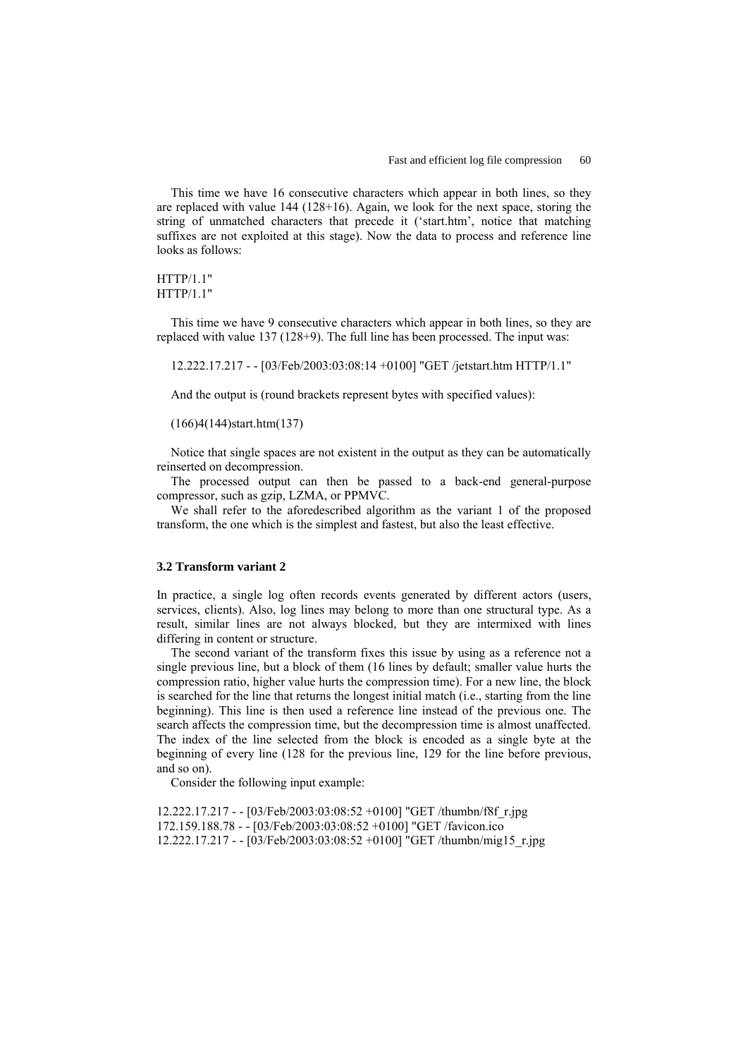This time we have 16 consecutive characters which appear in both lines, so they are replaced with value 144 (128+16). Again, we look for the next space, storing the string of unmatched characters that precede it ('start.htm', notice that matching suffixes are not exploited at this stage). Now the data to process and reference line looks as follows:

HTTP/1.1"
HTTP/1.1"

This time we have 9 consecutive characters which appear in both lines, so they are replaced with value 137 (128+9). The full line has been processed. The input was:

12.222.17.217 - - [03/Feb/2003:03:08:14 +0100] "GET /jetstart.htm HTTP/1.1"

And the output is (round brackets represent bytes with specified values):

(166)4(144)start.htm(137)

Notice that single spaces are not existent in the output as they can be automatically reinserted on decompression.

The processed output can then be passed to a back-end general-purpose compressor, such as gzip, LZMA, or PPMVC.

We shall refer to the aforedescribed algorithm as the variant 1 of the proposed transform, the one which is the simplest and fastest, but also the least effective.

### 3.2 Transform variant 2

In practice, a single log often records events generated by different actors (users, services, clients). Also, log lines may belong to more than one structural type. As a result, similar lines are not always blocked, but they are intermixed with lines differing in content or structure.

The second variant of the transform fixes this issue by using as a reference not a single previous line, but a block of them (16 lines by default; smaller value hurts the compression ratio, higher value hurts the compression time). For a new line, the block is searched for the line that returns the longest initial match (i.e., starting from the line beginning). This line is then used a reference line instead of the previous one. The search affects the compression time, but the decompression time is almost unaffected. The index of the line selected from the block is encoded as a single byte at the beginning of every line (128 for the previous line, 129 for the line before previous, and so on).

Consider the following input example:

12.222.17.217 - - [03/Feb/2003:03:08:52 +0100] "GET /thumbn/f8f_r.jpg
172.159.188.78 - - [03/Feb/2003:03:08:52 +0100] "GET /favicon.ico
12.222.17.217 - - [03/Feb/2003:03:08:52 +0100] "GET /thumbn/mig15_r.jpg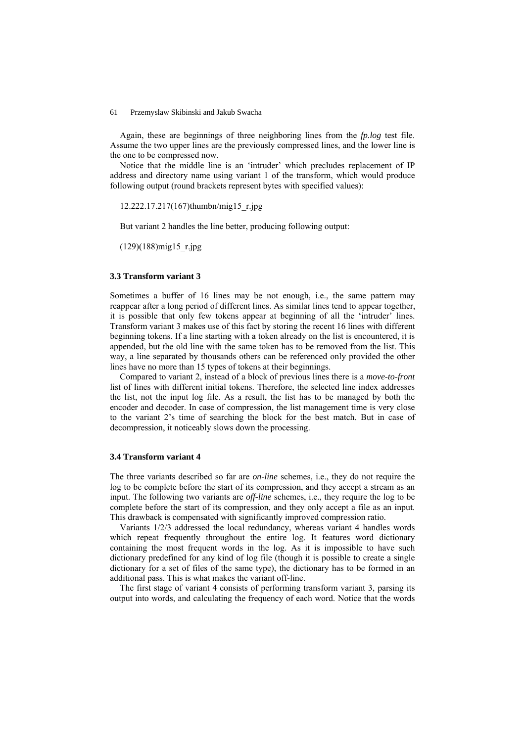Again, these are beginnings of three neighboring lines from the *fp.log* test file. Assume the two upper lines are the previously compressed lines, and the lower line is the one to be compressed now.

Notice that the middle line is an 'intruder' which precludes replacement of IP address and directory name using variant 1 of the transform, which would produce following output (round brackets represent bytes with specified values):

12.222.17.217(167)thumbn/mig15_r.jpg

But variant 2 handles the line better, producing following output:

(129)(188)mig15_r.jpg

### 3.3 Transform variant 3

Sometimes a buffer of 16 lines may be not enough, i.e., the same pattern may reappear after a long period of different lines. As similar lines tend to appear together, it is possible that only few tokens appear at beginning of all the 'intruder' lines. Transform variant 3 makes use of this fact by storing the recent 16 lines with different beginning tokens. If a line starting with a token already on the list is encountered, it is appended, but the old line with the same token has to be removed from the list. This way, a line separated by thousands others can be referenced only provided the other lines have no more than 15 types of tokens at their beginnings.

Compared to variant 2, instead of a block of previous lines there is a *move-to-front* list of lines with different initial tokens. Therefore, the selected line index addresses the list, not the input log file. As a result, the list has to be managed by both the encoder and decoder. In case of compression, the list management time is very close to the variant 2's time of searching the block for the best match. But in case of decompression, it noticeably slows down the processing.

### 3.4 Transform variant 4

The three variants described so far are *on-line* schemes, i.e., they do not require the log to be complete before the start of its compression, and they accept a stream as an input. The following two variants are *off-line* schemes, i.e., they require the log to be complete before the start of its compression, and they only accept a file as an input. This drawback is compensated with significantly improved compression ratio.

Variants 1/2/3 addressed the local redundancy, whereas variant 4 handles words which repeat frequently throughout the entire log. It features word dictionary containing the most frequent words in the log. As it is impossible to have such dictionary predefined for any kind of log file (though it is possible to create a single dictionary for a set of files of the same type), the dictionary has to be formed in an additional pass. This is what makes the variant off-line.

The first stage of variant 4 consists of performing transform variant 3, parsing its output into words, and calculating the frequency of each word. Notice that the words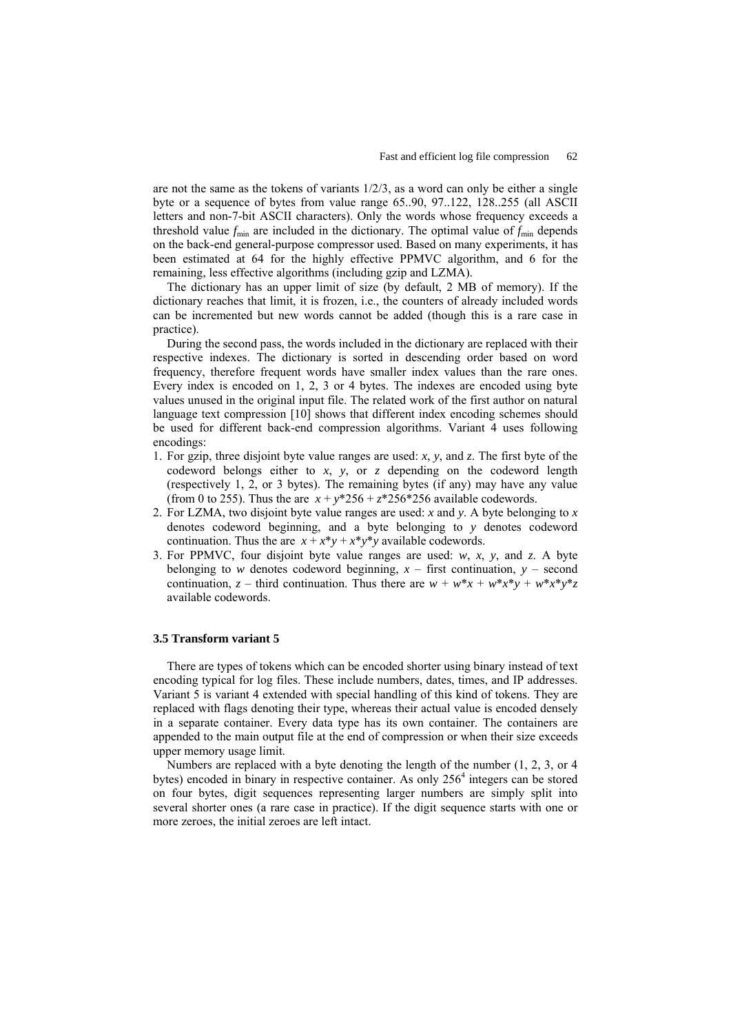are not the same as the tokens of variants 1/2/3, as a word can only be either a single byte or a sequence of bytes from value range 65..90, 97..122, 128..255 (all ASCII letters and non-7-bit ASCII characters). Only the words whose frequency exceeds a threshold value $f_{\min}$ are included in the dictionary. The optimal value of $f_{\min}$ depends on the back-end general-purpose compressor used. Based on many experiments, it has been estimated at 64 for the highly effective PPMVC algorithm, and 6 for the remaining, less effective algorithms (including gzip and LZMA).

The dictionary has an upper limit of size (by default, 2 MB of memory). If the dictionary reaches that limit, it is frozen, i.e., the counters of already included words can be incremented but new words cannot be added (though this is a rare case in practice).

During the second pass, the words included in the dictionary are replaced with their respective indexes. The dictionary is sorted in descending order based on word frequency, therefore frequent words have smaller index values than the rare ones. Every index is encoded on 1, 2, 3 or 4 bytes. The indexes are encoded using byte values unused in the original input file. The related work of the first author on natural language text compression [10] shows that different index encoding schemes should be used for different back-end compression algorithms. Variant 4 uses following encodings:

1. For gzip, three disjoint byte value ranges are used: $x$, $y$, and $z$. The first byte of the codeword belongs either to $x$, $y$, or $z$ depending on the codeword length (respectively 1, 2, or 3 bytes). The remaining bytes (if any) may have any value (from 0 to 255). Thus the are $x + y*256 + z*256*256$ available codewords.
2. For LZMA, two disjoint byte value ranges are used: $x$ and $y$. A byte belonging to $x$ denotes codeword beginning, and a byte belonging to $y$ denotes codeword continuation. Thus the are $x + x*y + x*y*y$ available codewords.
3. For PPMVC, four disjoint byte value ranges are used: $w$, $x$, $y$, and $z$. A byte belonging to $w$ denotes codeword beginning, $x$ – first continuation, $y$ – second continuation, $z$ – third continuation. Thus there are $w + w*x + w*x*y + w*x*y*z$ available codewords.

### 3.5 Transform variant 5

There are types of tokens which can be encoded shorter using binary instead of text encoding typical for log files. These include numbers, dates, times, and IP addresses. Variant 5 is variant 4 extended with special handling of this kind of tokens. They are replaced with flags denoting their type, whereas their actual value is encoded densely in a separate container. Every data type has its own container. The containers are appended to the main output file at the end of compression or when their size exceeds upper memory usage limit.

Numbers are replaced with a byte denoting the length of the number (1, 2, 3, or 4 bytes) encoded in binary in respective container. As only $256^4$ integers can be stored on four bytes, digit sequences representing larger numbers are simply split into several shorter ones (a rare case in practice). If the digit sequence starts with one or more zeroes, the initial zeroes are left intact.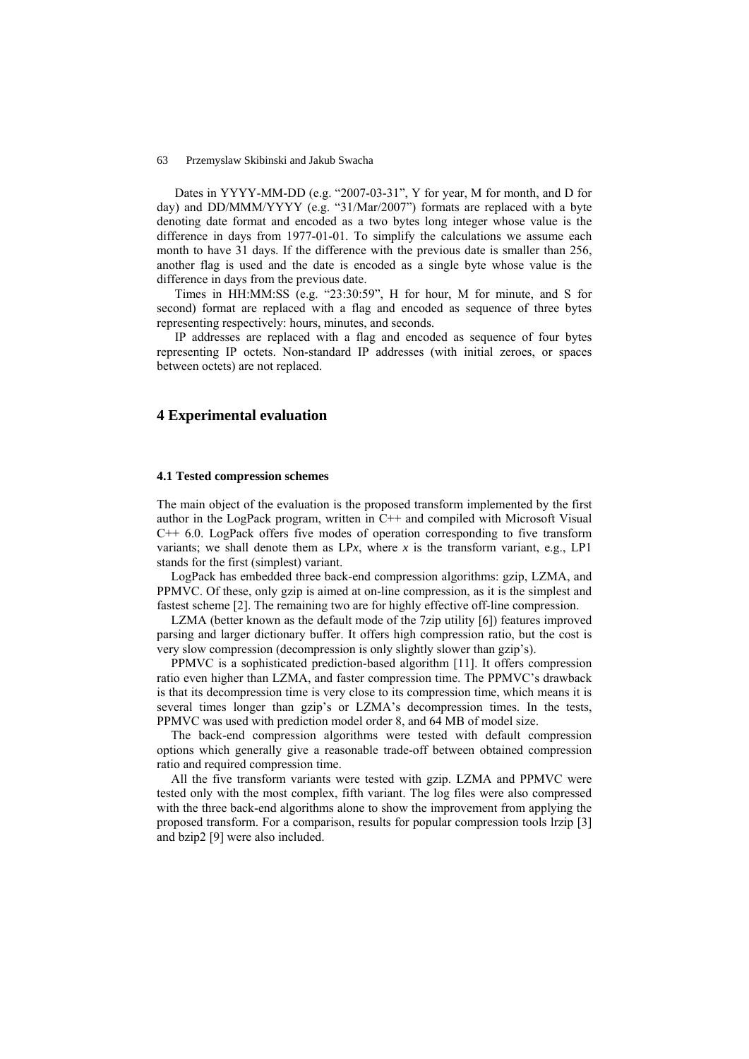Dates in YYYY-MM-DD (e.g. “2007-03-31”, Y for year, M for month, and D for day) and DD/MMM/YYYY (e.g. “31/Mar/2007”) formats are replaced with a byte denoting date format and encoded as a two bytes long integer whose value is the difference in days from 1977-01-01. To simplify the calculations we assume each month to have 31 days. If the difference with the previous date is smaller than 256, another flag is used and the date is encoded as a single byte whose value is the difference in days from the previous date.

Times in HH:MM:SS (e.g. “23:30:59”, H for hour, M for minute, and S for second) format are replaced with a flag and encoded as sequence of three bytes representing respectively: hours, minutes, and seconds.

IP addresses are replaced with a flag and encoded as sequence of four bytes representing IP octets. Non-standard IP addresses (with initial zeroes, or spaces between octets) are not replaced.

## 4 Experimental evaluation

### 4.1 Tested compression schemes

The main object of the evaluation is the proposed transform implemented by the first author in the LogPack program, written in C++ and compiled with Microsoft Visual C++ 6.0. LogPack offers five modes of operation corresponding to five transform variants; we shall denote them as LP*x*, where *x* is the transform variant, e.g., LP1 stands for the first (simplest) variant.

LogPack has embedded three back-end compression algorithms: gzip, LZMA, and PPMVC. Of these, only gzip is aimed at on-line compression, as it is the simplest and fastest scheme [2]. The remaining two are for highly effective off-line compression.

LZMA (better known as the default mode of the 7zip utility [6]) features improved parsing and larger dictionary buffer. It offers high compression ratio, but the cost is very slow compression (decompression is only slightly slower than gzip’s).

PPMVC is a sophisticated prediction-based algorithm [11]. It offers compression ratio even higher than LZMA, and faster compression time. The PPMVC’s drawback is that its decompression time is very close to its compression time, which means it is several times longer than gzip’s or LZMA’s decompression times. In the tests, PPMVC was used with prediction model order 8, and 64 MB of model size.

The back-end compression algorithms were tested with default compression options which generally give a reasonable trade-off between obtained compression ratio and required compression time.

All the five transform variants were tested with gzip. LZMA and PPMVC were tested only with the most complex, fifth variant. The log files were also compressed with the three back-end algorithms alone to show the improvement from applying the proposed transform. For a comparison, results for popular compression tools lrzip [3] and bzip2 [9] were also included.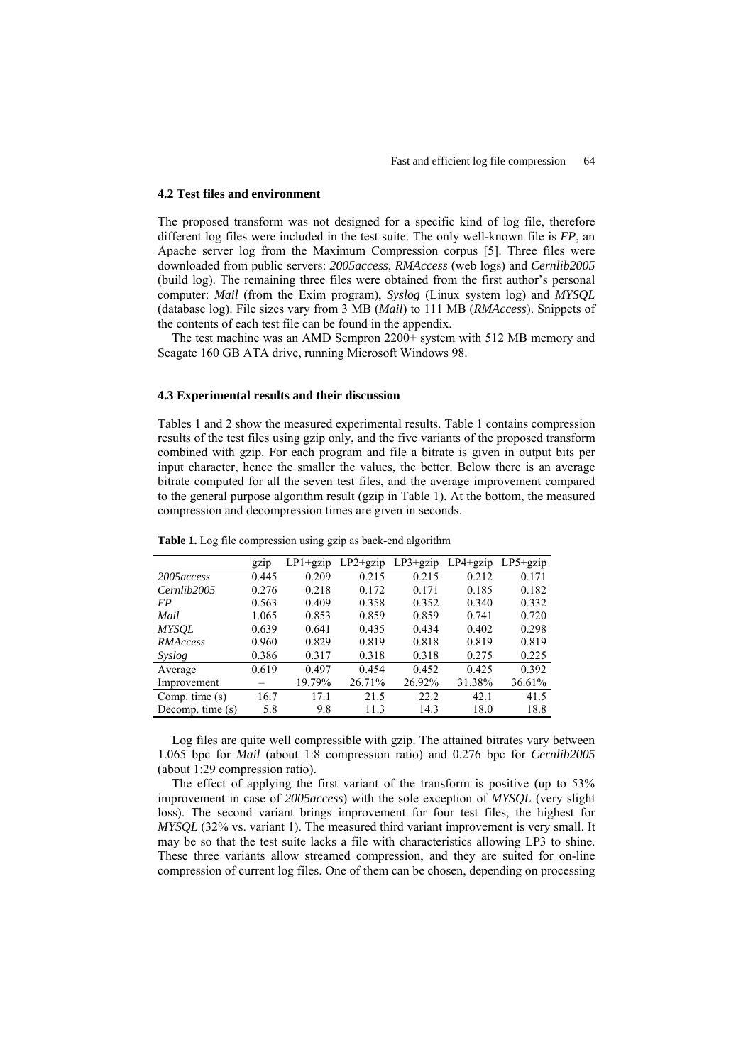### 4.2 Test files and environment

The proposed transform was not designed for a specific kind of log file, therefore different log files were included in the test suite. The only well-known file is *FP*, an Apache server log from the Maximum Compression corpus [5]. Three files were downloaded from public servers: *2005access*, *RMAccess* (web logs) and *Cernlib2005* (build log). The remaining three files were obtained from the first author's personal computer: *Mail* (from the Exim program), *Syslog* (Linux system log) and *MYSQL* (database log). File sizes vary from 3 MB (*Mail*) to 111 MB (*RMAccess*). Snippets of the contents of each test file can be found in the appendix.

The test machine was an AMD Sempron 2200+ system with 512 MB memory and Seagate 160 GB ATA drive, running Microsoft Windows 98.

### 4.3 Experimental results and their discussion

Tables 1 and 2 show the measured experimental results. Table 1 contains compression results of the test files using gzip only, and the five variants of the proposed transform combined with gzip. For each program and file a bitrate is given in output bits per input character, hence the smaller the values, the better. Below there is an average bitrate computed for all the seven test files, and the average improvement compared to the general purpose algorithm result (gzip in Table 1). At the bottom, the measured compression and decompression times are given in seconds.

**Table 1.** Log file compression using gzip as back-end algorithm

| | gzip | LP1+gzip | LP2+gzip | LP3+gzip | LP4+gzip | LP5+gzip |
|---|---|---|---|---|---|---|
| *2005access* | 0.445 | 0.209 | 0.215 | 0.215 | 0.212 | 0.171 |
| *Cernlib2005* | 0.276 | 0.218 | 0.172 | 0.171 | 0.185 | 0.182 |
| *FP* | 0.563 | 0.409 | 0.358 | 0.352 | 0.340 | 0.332 |
| *Mail* | 1.065 | 0.853 | 0.859 | 0.859 | 0.741 | 0.720 |
| *MYSQL* | 0.639 | 0.641 | 0.435 | 0.434 | 0.402 | 0.298 |
| *RMAccess* | 0.960 | 0.829 | 0.819 | 0.818 | 0.819 | 0.819 |
| *Syslog* | 0.386 | 0.317 | 0.318 | 0.318 | 0.275 | 0.225 |
| Average | 0.619 | 0.497 | 0.454 | 0.452 | 0.425 | 0.392 |
| Improvement | – | 19.79% | 26.71% | 26.92% | 31.38% | 36.61% |
| Comp. time (s) | 16.7 | 17.1 | 21.5 | 22.2 | 42.1 | 41.5 |
| Decomp. time (s) | 5.8 | 9.8 | 11.3 | 14.3 | 18.0 | 18.8 |

Log files are quite well compressible with gzip. The attained bitrates vary between 1.065 bpc for *Mail* (about 1:8 compression ratio) and 0.276 bpc for *Cernlib2005* (about 1:29 compression ratio).

The effect of applying the first variant of the transform is positive (up to 53% improvement in case of *2005access*) with the sole exception of *MYSQL* (very slight loss). The second variant brings improvement for four test files, the highest for *MYSQL* (32% vs. variant 1). The measured third variant improvement is very small. It may be so that the test suite lacks a file with characteristics allowing LP3 to shine. These three variants allow streamed compression, and they are suited for on-line compression of current log files. One of them can be chosen, depending on processing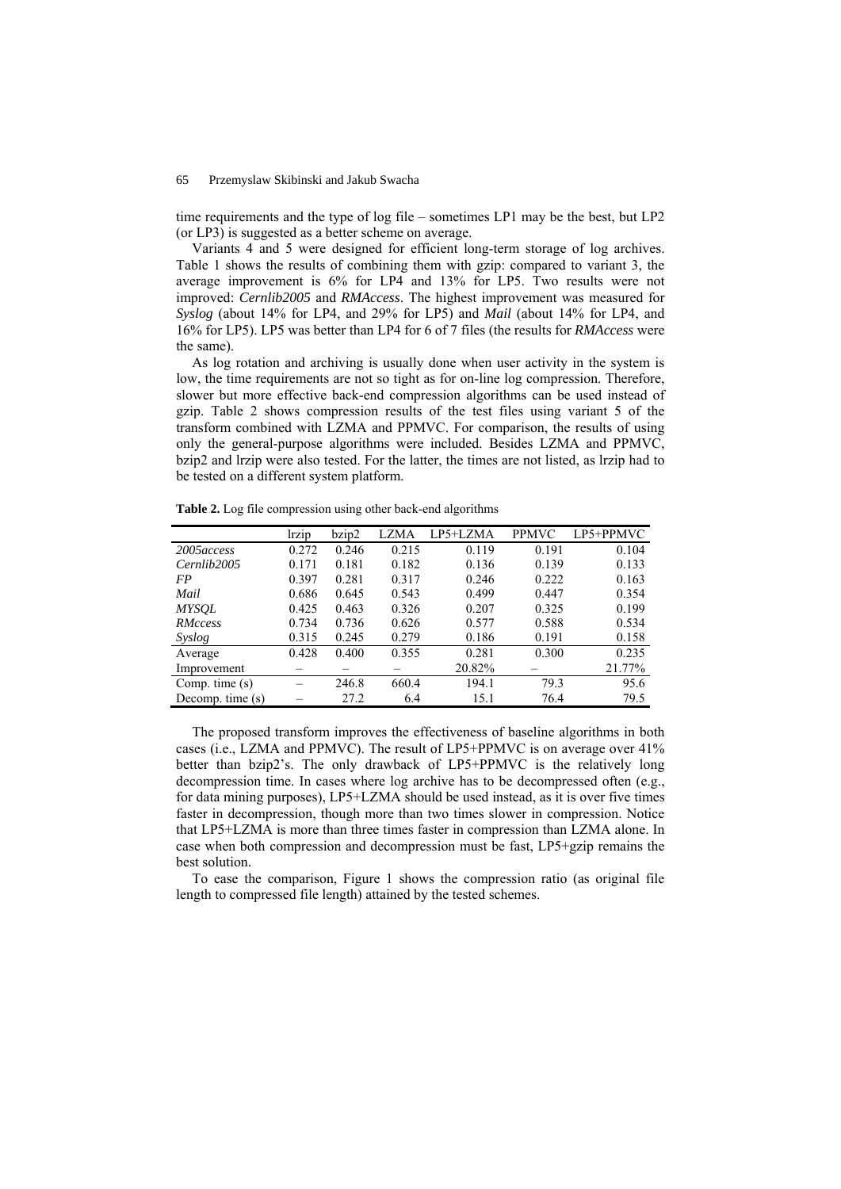time requirements and the type of log file – sometimes LP1 may be the best, but LP2 (or LP3) is suggested as a better scheme on average.

Variants 4 and 5 were designed for efficient long-term storage of log archives. Table 1 shows the results of combining them with gzip: compared to variant 3, the average improvement is 6% for LP4 and 13% for LP5. Two results were not improved: *Cernlib2005* and *RMAccess*. The highest improvement was measured for *Syslog* (about 14% for LP4, and 29% for LP5) and *Mail* (about 14% for LP4, and 16% for LP5). LP5 was better than LP4 for 6 of 7 files (the results for *RMAccess* were the same).

As log rotation and archiving is usually done when user activity in the system is low, the time requirements are not so tight as for on-line log compression. Therefore, slower but more effective back-end compression algorithms can be used instead of gzip. Table 2 shows compression results of the test files using variant 5 of the transform combined with LZMA and PPMVC. For comparison, the results of using only the general-purpose algorithms were included. Besides LZMA and PPMVC, bzip2 and lrzip were also tested. For the latter, the times are not listed, as lrzip had to be tested on a different system platform.

**Table 2.** Log file compression using other back-end algorithms

| | lrzip | bzip2 | LZMA | LP5+LZMA | PPMVC | LP5+PPMVC |
|---|---|---|---|---|---|---|
| *2005access* | 0.272 | 0.246 | 0.215 | 0.119 | 0.191 | 0.104 |
| *Cernlib2005* | 0.171 | 0.181 | 0.182 | 0.136 | 0.139 | 0.133 |
| *FP* | 0.397 | 0.281 | 0.317 | 0.246 | 0.222 | 0.163 |
| *Mail* | 0.686 | 0.645 | 0.543 | 0.499 | 0.447 | 0.354 |
| *MYSQL* | 0.425 | 0.463 | 0.326 | 0.207 | 0.325 | 0.199 |
| *RMccess* | 0.734 | 0.736 | 0.626 | 0.577 | 0.588 | 0.534 |
| *Syslog* | 0.315 | 0.245 | 0.279 | 0.186 | 0.191 | 0.158 |
| Average | 0.428 | 0.400 | 0.355 | 0.281 | 0.300 | 0.235 |
| Improvement | – | – | – | 20.82% | – | 21.77% |
| Comp. time (s) | – | 246.8 | 660.4 | 194.1 | 79.3 | 95.6 |
| Decomp. time (s) | – | 27.2 | 6.4 | 15.1 | 76.4 | 79.5 |

The proposed transform improves the effectiveness of baseline algorithms in both cases (i.e., LZMA and PPMVC). The result of LP5+PPMVC is on average over 41% better than bzip2's. The only drawback of LP5+PPMVC is the relatively long decompression time. In cases where log archive has to be decompressed often (e.g., for data mining purposes), LP5+LZMA should be used instead, as it is over five times faster in decompression, though more than two times slower in compression. Notice that LP5+LZMA is more than three times faster in compression than LZMA alone. In case when both compression and decompression must be fast, LP5+gzip remains the best solution.

To ease the comparison, Figure 1 shows the compression ratio (as original file length to compressed file length) attained by the tested schemes.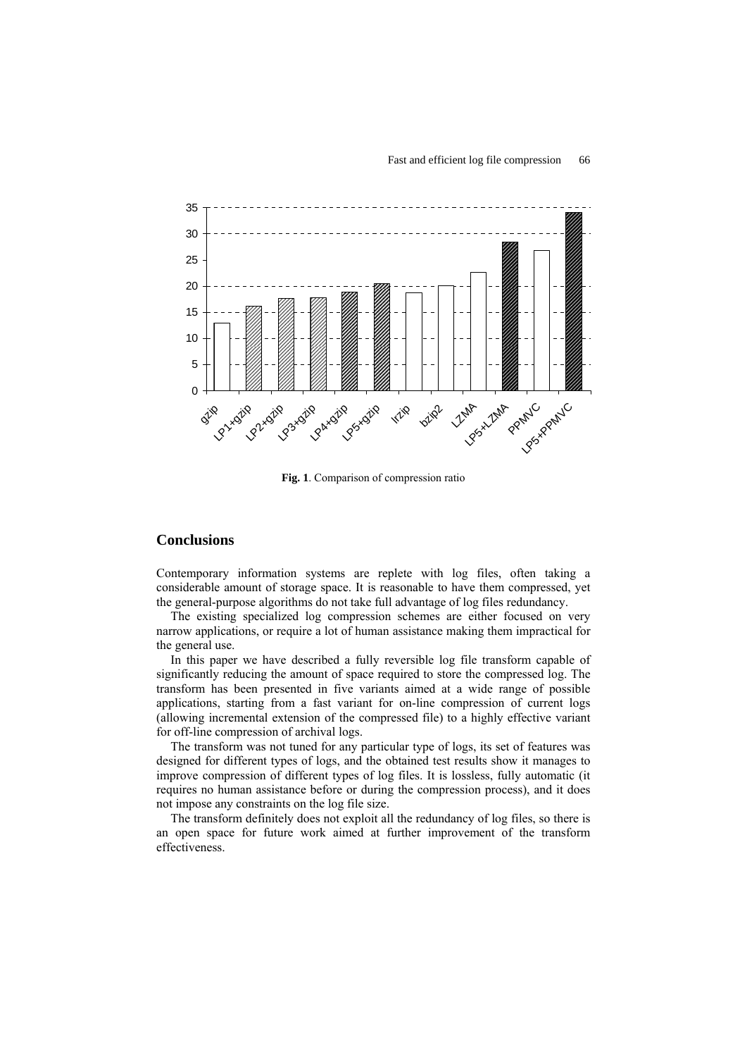**Fig. 1**. Comparison of compression ratio

## Conclusions

Contemporary information systems are replete with log files, often taking a considerable amount of storage space. It is reasonable to have them compressed, yet the general-purpose algorithms do not take full advantage of log files redundancy.

The existing specialized log compression schemes are either focused on very narrow applications, or require a lot of human assistance making them impractical for the general use.

In this paper we have described a fully reversible log file transform capable of significantly reducing the amount of space required to store the compressed log. The transform has been presented in five variants aimed at a wide range of possible applications, starting from a fast variant for on-line compression of current logs (allowing incremental extension of the compressed file) to a highly effective variant for off-line compression of archival logs.

The transform was not tuned for any particular type of logs, its set of features was designed for different types of logs, and the obtained test results show it manages to improve compression of different types of log files. It is lossless, fully automatic (it requires no human assistance before or during the compression process), and it does not impose any constraints on the log file size.

The transform definitely does not exploit all the redundancy of log files, so there is an open space for future work aimed at further improvement of the transform effectiveness.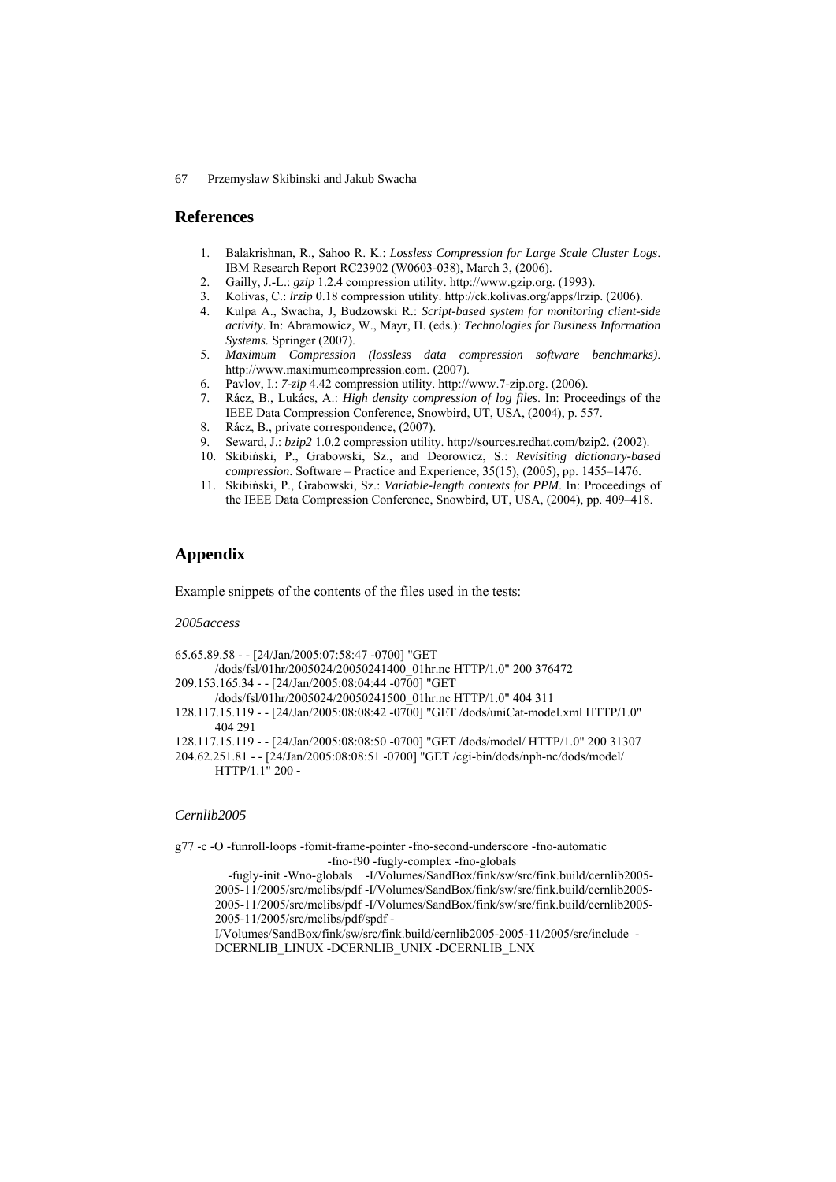## References

1. Balakrishnan, R., Sahoo R. K.: *Lossless Compression for Large Scale Cluster Logs*. IBM Research Report RC23902 (W0603-038), March 3, (2006).
2. Gailly, J.-L.: *gzip* 1.2.4 compression utility. http://www.gzip.org. (1993).
3. Kolivas, C.: *lrzip* 0.18 compression utility. http://ck.kolivas.org/apps/lrzip. (2006).
4. Kulpa A., Swacha, J, Budzowski R.: *Script-based system for monitoring client-side activity*. In: Abramowicz, W., Mayr, H. (eds.): *Technologies for Business Information Systems.* Springer (2007).
5. *Maximum Compression (lossless data compression software benchmarks)*. http://www.maximumcompression.com. (2007).
6. Pavlov, I.: *7-zip* 4.42 compression utility. http://www.7-zip.org. (2006).
7. Rácz, B., Lukács, A.: *High density compression of log files*. In: Proceedings of the IEEE Data Compression Conference, Snowbird, UT, USA, (2004), p. 557.
8. Rácz, B., private correspondence, (2007).
9. Seward, J.: *bzip2* 1.0.2 compression utility. http://sources.redhat.com/bzip2. (2002).
10. Skibiński, P., Grabowski, Sz., and Deorowicz, S.: *Revisiting dictionary-based compression*. Software – Practice and Experience, 35(15), (2005), pp. 1455–1476.
11. Skibiński, P., Grabowski, Sz.: *Variable-length contexts for PPM*. In: Proceedings of the IEEE Data Compression Conference, Snowbird, UT, USA, (2004), pp. 409–418.

## Appendix

Example snippets of the contents of the files used in the tests:

*2005access*

```
65.65.89.58 - - [24/Jan/2005:07:58:47 -0700] "GET
    /dods/fsl/01hr/2005024/20050241400_01hr.nc HTTP/1.0" 200 376472
209.153.165.34 - - [24/Jan/2005:08:04:44 -0700] "GET
    /dods/fsl/01hr/2005024/20050241500_01hr.nc HTTP/1.0" 404 311
128.117.15.119 - - [24/Jan/2005:08:08:42 -0700] "GET /dods/uniCat-model.xml HTTP/1.0"
    404 291
128.117.15.119 - - [24/Jan/2005:08:08:50 -0700] "GET /dods/model/ HTTP/1.0" 200 31307
204.62.251.81 - - [24/Jan/2005:08:08:51 -0700] "GET /cgi-bin/dods/nph-nc/dods/model/
    HTTP/1.1" 200 -
```

*Cernlib2005*

```
g77 -c -O -funroll-loops -fomit-frame-pointer -fno-second-underscore -fno-automatic
                          -fno-f90 -fugly-complex -fno-globals
      -fugly-init -Wno-globals    -I/Volumes/SandBox/fink/sw/src/fink.build/cernlib2005-
    2005-11/2005/src/mclibs/pdf -I/Volumes/SandBox/fink/sw/src/fink.build/cernlib2005-
    2005-11/2005/src/mclibs/pdf -I/Volumes/SandBox/fink/sw/src/fink.build/cernlib2005-
    2005-11/2005/src/mclibs/pdf/spdf -
    I/Volumes/SandBox/fink/sw/src/fink.build/cernlib2005-2005-11/2005/src/include  -
    DCERNLIB_LINUX -DCERNLIB_UNIX -DCERNLIB_LNX
```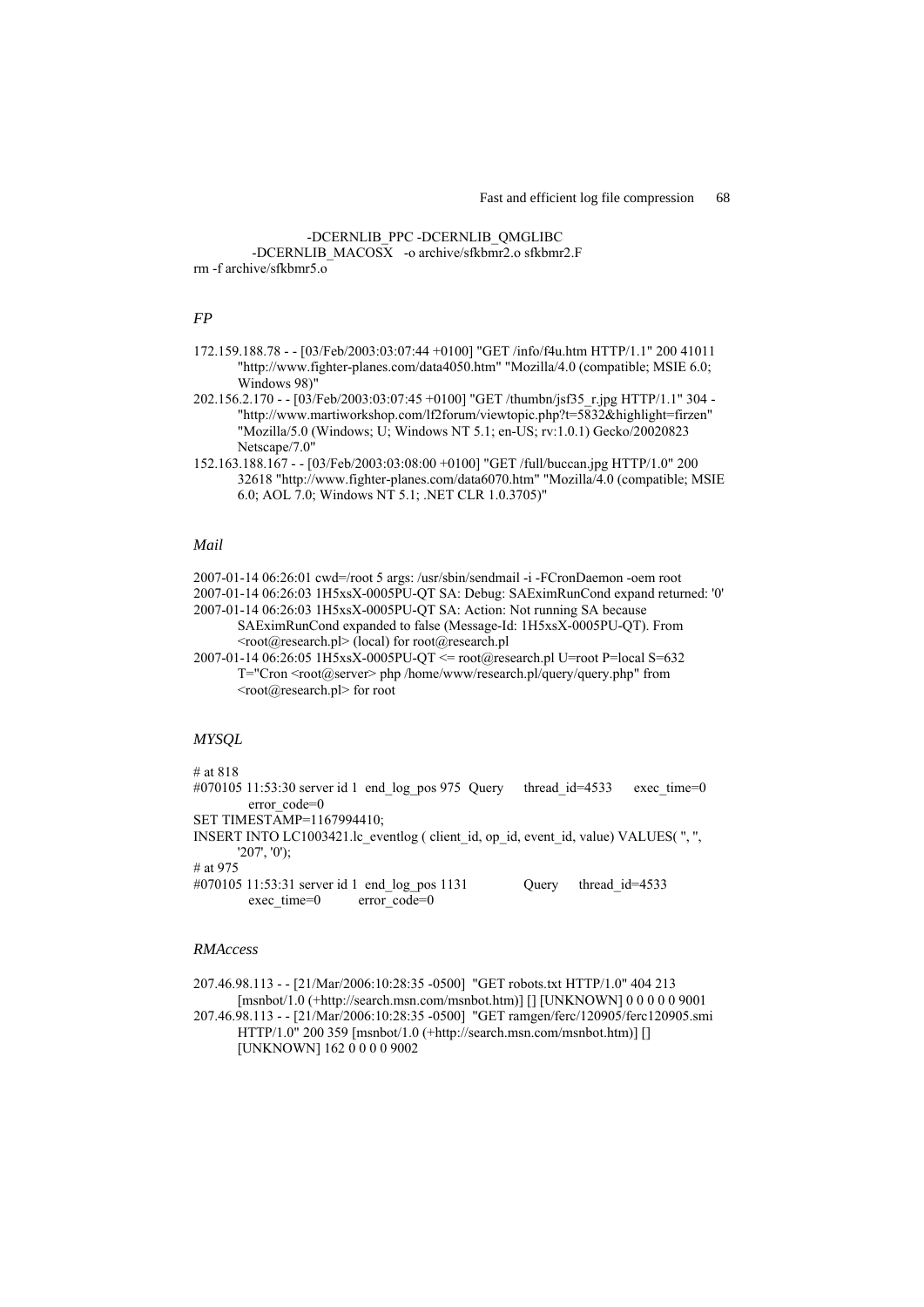```
-DCERNLIB_PPC -DCERNLIB_QMGLIBC
        -DCERNLIB_MACOSX   -o archive/sfkbmr2.o sfkbmr2.F
rm -f archive/sfkbmr5.o
```

*FP*

```
172.159.188.78 - - [03/Feb/2003:03:07:44 +0100] "GET /info/f4u.htm HTTP/1.1" 200 41011
        "http://www.fighter-planes.com/data4050.htm" "Mozilla/4.0 (compatible; MSIE 6.0;
        Windows 98)"
202.156.2.170 - - [03/Feb/2003:03:07:45 +0100] "GET /thumbn/jsf35_r.jpg HTTP/1.1" 304 -
        "http://www.martiworkshop.com/lf2forum/viewtopic.php?t=5832&highlight=firzen"
        "Mozilla/5.0 (Windows; U; Windows NT 5.1; en-US; rv:1.0.1) Gecko/20020823
        Netscape/7.0"
152.163.188.167 - - [03/Feb/2003:03:08:00 +0100] "GET /full/buccan.jpg HTTP/1.0" 200
        32618 "http://www.fighter-planes.com/data6070.htm" "Mozilla/4.0 (compatible; MSIE
        6.0; AOL 7.0; Windows NT 5.1; .NET CLR 1.0.3705)"
```

*Mail*

```
2007-01-14 06:26:01 cwd=/root 5 args: /usr/sbin/sendmail -i -FCronDaemon -oem root
2007-01-14 06:26:03 1H5xsX-0005PU-QT SA: Debug: SAEximRunCond expand returned: '0'
2007-01-14 06:26:03 1H5xsX-0005PU-QT SA: Action: Not running SA because
        SAEximRunCond expanded to false (Message-Id: 1H5xsX-0005PU-QT). From
        <root@research.pl> (local) for root@research.pl
2007-01-14 06:26:05 1H5xsX-0005PU-QT <= root@research.pl U=root P=local S=632
        T="Cron <root@server> php /home/www/research.pl/query/query.php" from
        <root@research.pl> for root
```

*MYSQL*

```
# at 818
#070105 11:53:30 server id 1  end_log_pos 975  Query     thread_id=4533      exec_time=0
        error_code=0
SET TIMESTAMP=1167994410;
INSERT INTO LC1003421.lc_eventlog ( client_id, op_id, event_id, value) VALUES( '', '',
        '207', '0');
# at 975
#070105 11:53:31 server id 1  end_log_pos 1131            Query     thread_id=4533
        exec_time=0         error_code=0
```

*RMAccess*

```
207.46.98.113 - - [21/Mar/2006:10:28:35 -0500]  "GET robots.txt HTTP/1.0" 404 213
        [msnbot/1.0 (+http://search.msn.com/msnbot.htm)] [] [UNKNOWN] 0 0 0 0 0 9001
207.46.98.113 - - [21/Mar/2006:10:28:35 -0500]  "GET ramgen/ferc/120905/ferc120905.smi
        HTTP/1.0" 200 359 [msnbot/1.0 (+http://search.msn.com/msnbot.htm)] []
        [UNKNOWN] 162 0 0 0 0 9002
```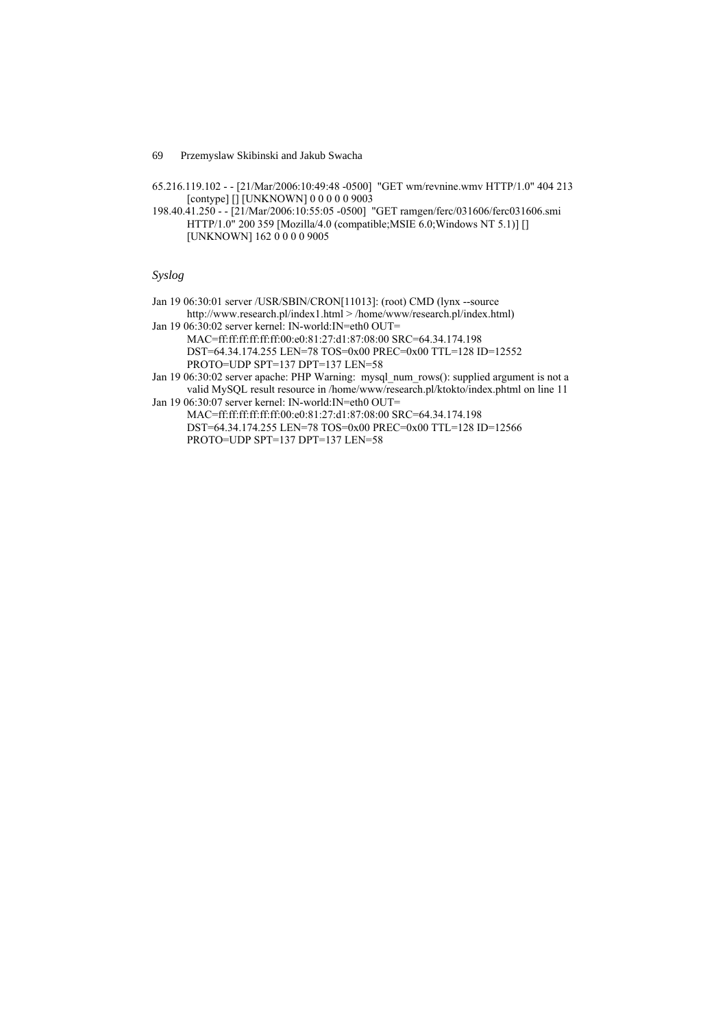65.216.119.102 - - [21/Mar/2006:10:49:48 -0500]  "GET wm/revnine.wmv HTTP/1.0" 404 213 [contype] [] [UNKNOWN] 0 0 0 0 0 9003

198.40.41.250 - - [21/Mar/2006:10:55:05 -0500]  "GET ramgen/ferc/031606/ferc031606.smi HTTP/1.0" 200 359 [Mozilla/4.0 (compatible;MSIE 6.0;Windows NT 5.1)] [] [UNKNOWN] 162 0 0 0 0 9005

*Syslog*

Jan 19 06:30:01 server /USR/SBIN/CRON[11013]: (root) CMD (lynx --source http://www.research.pl/index1.html > /home/www/research.pl/index.html)

Jan 19 06:30:02 server kernel: IN-world:IN=eth0 OUT= MAC=ff:ff:ff:ff:ff:ff:00:e0:81:27:d1:87:08:00 SRC=64.34.174.198 DST=64.34.174.255 LEN=78 TOS=0x00 PREC=0x00 TTL=128 ID=12552 PROTO=UDP SPT=137 DPT=137 LEN=58

Jan 19 06:30:02 server apache: PHP Warning:  mysql_num_rows(): supplied argument is not a valid MySQL result resource in /home/www/research.pl/ktokto/index.phtml on line 11

Jan 19 06:30:07 server kernel: IN-world:IN=eth0 OUT= MAC=ff:ff:ff:ff:ff:ff:00:e0:81:27:d1:87:08:00 SRC=64.34.174.198 DST=64.34.174.255 LEN=78 TOS=0x00 PREC=0x00 TTL=128 ID=12566 PROTO=UDP SPT=137 DPT=137 LEN=58